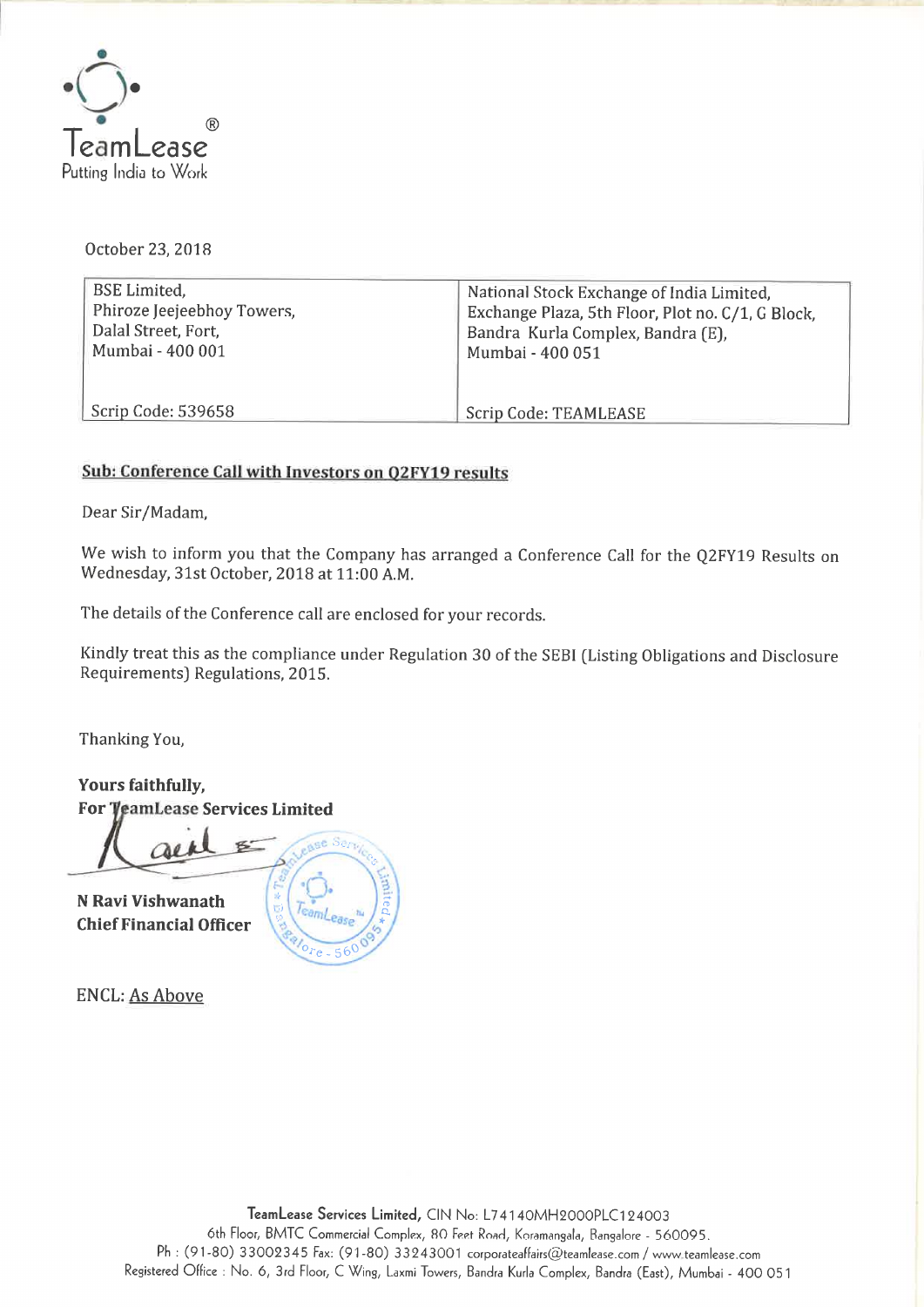TeamLease
Putting India to Work

October 23, 2018

| BSE Limited, Phiroze Jeejeebhoy Towers, Dalal Street, Fort, Mumbai - 400 001 | National Stock Exchange of India Limited, Exchange Plaza, 5th Floor, Plot no. C/1, G Block, Bandra Kurla Complex, Bandra (E), Mumbai - 400 051 |
|---|---|
| Scrip Code: 539658 | Scrip Code: TEAMLEASE |

**Sub: Conference Call with Investors on Q2FY19 results**

Dear Sir/Madam,

We wish to inform you that the Company has arranged a Conference Call for the Q2FY19 Results on Wednesday, 31st October, 2018 at 11:00 A.M.

The details of the Conference call are enclosed for your records.

Kindly treat this as the compliance under Regulation 30 of the SEBI (Listing Obligations and Disclosure Requirements) Regulations, 2015.

Thanking You,

**Yours faithfully,**
**For TeamLease Services Limited**

**N Ravi Vishwanath**
**Chief Financial Officer**

ENCL: As Above

**TeamLease Services Limited,** CIN No: L74140MH2000PLC124003
6th Floor, BMTC Commercial Complex, 80 Feet Road, Koramangala, Bangalore - 560095.
Ph : (91-80) 33002345 Fax: (91-80) 33243001 corporateaffairs@teamlease.com / www.teamlease.com
Registered Office : No. 6, 3rd Floor, C Wing, Laxmi Towers, Bandra Kurla Complex, Bandra (East), Mumbai - 400 051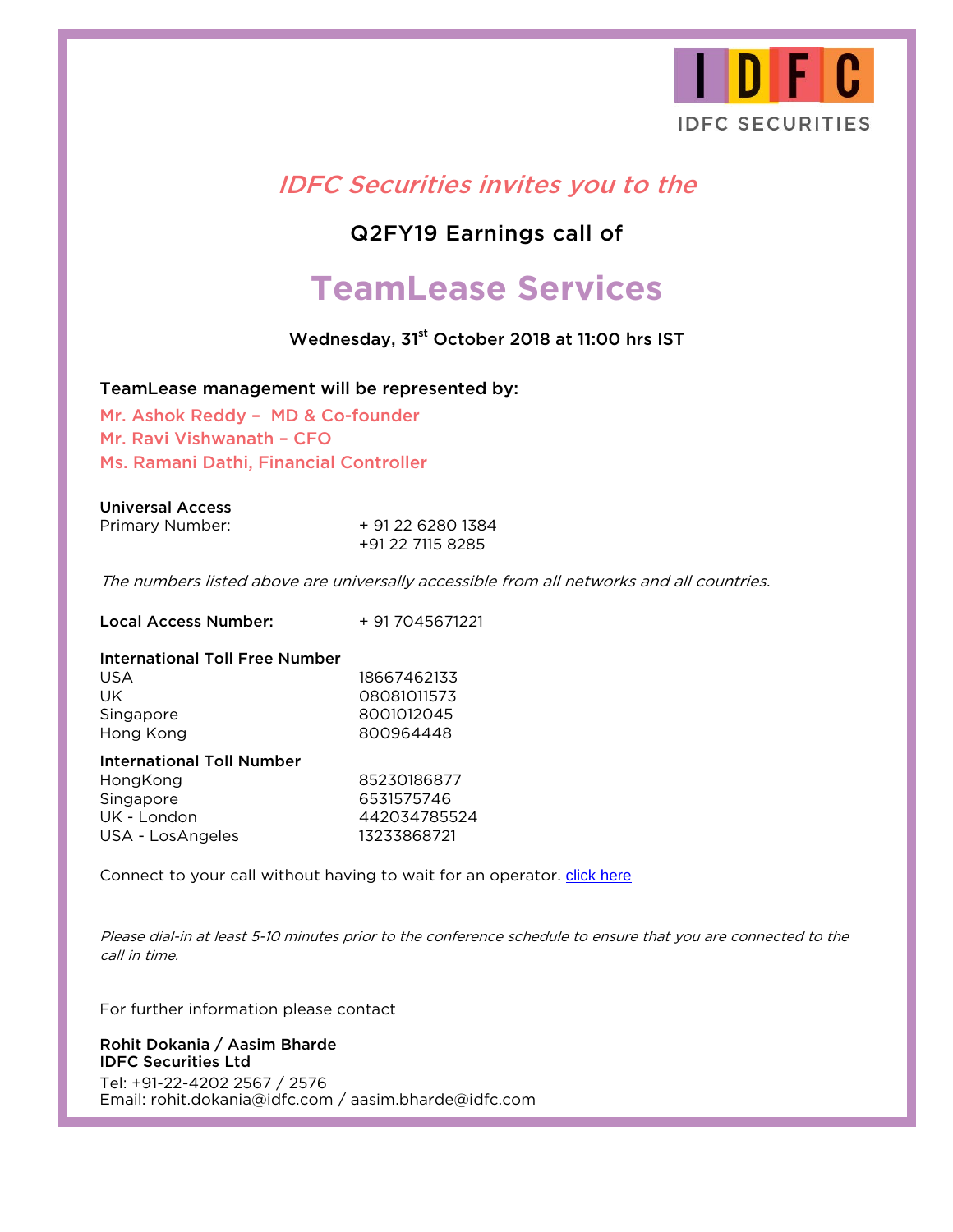IDFC SECURITIES

*IDFC Securities invites you to the*

## Q2FY19 Earnings call of

# TeamLease Services

**Wednesday, 31st October 2018 at 11:00 hrs IST**

**TeamLease management will be represented by:**

Mr. Ashok Reddy – MD & Co-founder
Mr. Ravi Vishwanath – CFO
Ms. Ramani Dathi, Financial Controller

**Universal Access**

| | |
|---|---|
| Primary Number: | + 91 22 6280 1384 |
| | +91 22 7115 8285 |

*The numbers listed above are universally accessible from all networks and all countries.*

| | |
|---|---|
| **Local Access Number:** | + 91 7045671221 |

**International Toll Free Number**

| | |
|---|---|
| USA | 18667462133 |
| UK | 08081011573 |
| Singapore | 8001012045 |
| Hong Kong | 800964448 |

**International Toll Number**

| | |
|---|---|
| HongKong | 85230186877 |
| Singapore | 6531575746 |
| UK - London | 442034785524 |
| USA - LosAngeles | 13233868721 |

Connect to your call without having to wait for an operator. click here

*Please dial-in at least 5-10 minutes prior to the conference schedule to ensure that you are connected to the call in time.*

For further information please contact

**Rohit Dokania / Aasim Bharde**
**IDFC Securities Ltd**
Tel: +91-22-4202 2567 / 2576
Email: rohit.dokania@idfc.com / aasim.bharde@idfc.com